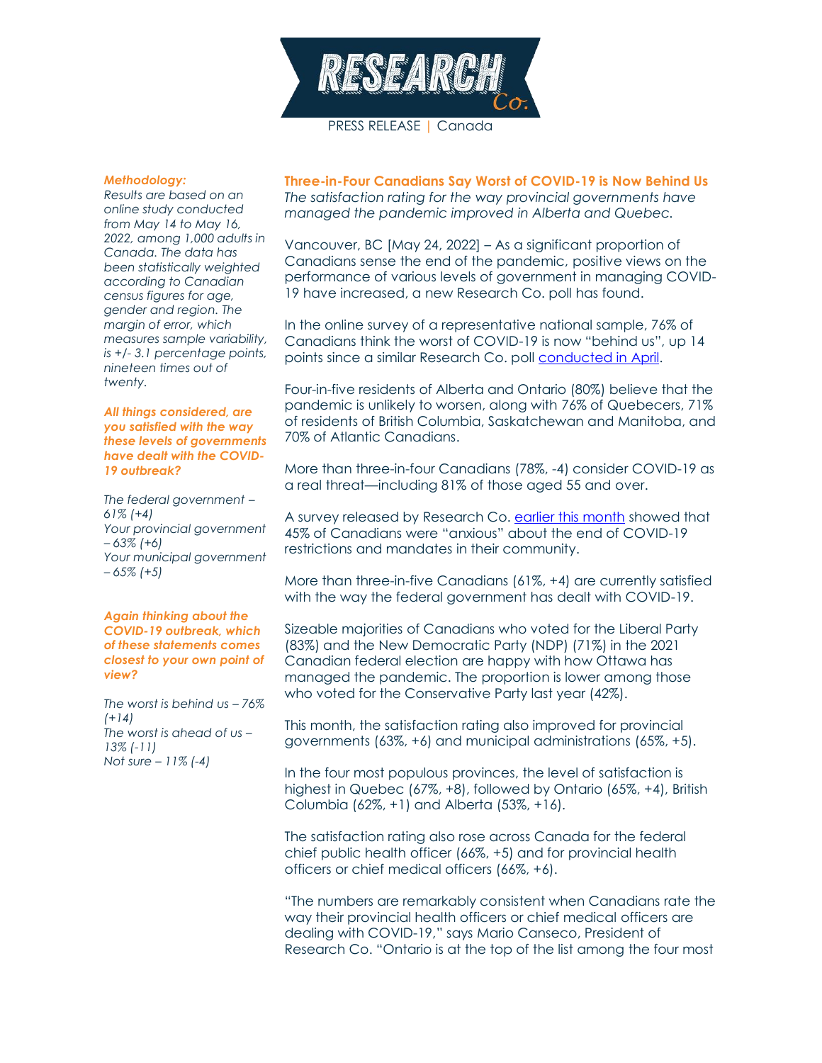RESEARCH Co.

PRESS RELEASE | Canada

## Three-in-Four Canadians Say Worst of COVID-19 is Now Behind Us

*The satisfaction rating for the way provincial governments have managed the pandemic improved in Alberta and Quebec.*

Vancouver, BC [May 24, 2022] – As a significant proportion of Canadians sense the end of the pandemic, positive views on the performance of various levels of government in managing COVID-19 have increased, a new Research Co. poll has found.

In the online survey of a representative national sample, 76% of Canadians think the worst of COVID-19 is now "behind us", up 14 points since a similar Research Co. poll conducted in April.

Four-in-five residents of Alberta and Ontario (80%) believe that the pandemic is unlikely to worsen, along with 76% of Quebecers, 71% of residents of British Columbia, Saskatchewan and Manitoba, and 70% of Atlantic Canadians.

More than three-in-four Canadians (78%, -4) consider COVID-19 as a real threat—including 81% of those aged 55 and over.

A survey released by Research Co. earlier this month showed that 45% of Canadians were "anxious" about the end of COVID-19 restrictions and mandates in their community.

More than three-in-five Canadians (61%, +4) are currently satisfied with the way the federal government has dealt with COVID-19.

Sizeable majorities of Canadians who voted for the Liberal Party (83%) and the New Democratic Party (NDP) (71%) in the 2021 Canadian federal election are happy with how Ottawa has managed the pandemic. The proportion is lower among those who voted for the Conservative Party last year (42%).

This month, the satisfaction rating also improved for provincial governments (63%, +6) and municipal administrations (65%, +5).

In the four most populous provinces, the level of satisfaction is highest in Quebec (67%, +8), followed by Ontario (65%, +4), British Columbia (62%, +1) and Alberta (53%, +16).

The satisfaction rating also rose across Canada for the federal chief public health officer (66%, +5) and for provincial health officers or chief medical officers (66%, +6).

"The numbers are remarkably consistent when Canadians rate the way their provincial health officers or chief medical officers are dealing with COVID-19," says Mario Canseco, President of Research Co. "Ontario is at the top of the list among the four most

***Methodology:***

*Results are based on an online study conducted from May 14 to May 16, 2022, among 1,000 adults in Canada. The data has been statistically weighted according to Canadian census figures for age, gender and region. The margin of error, which measures sample variability, is +/- 3.1 percentage points, nineteen times out of twenty.*

***All things considered, are you satisfied with the way these levels of governments have dealt with the COVID-19 outbreak?***

*The federal government – 61% (+4)*
*Your provincial government – 63% (+6)*
*Your municipal government – 65% (+5)*

***Again thinking about the COVID-19 outbreak, which of these statements comes closest to your own point of view?***

*The worst is behind us – 76% (+14)*
*The worst is ahead of us – 13% (-11)*
*Not sure – 11% (-4)*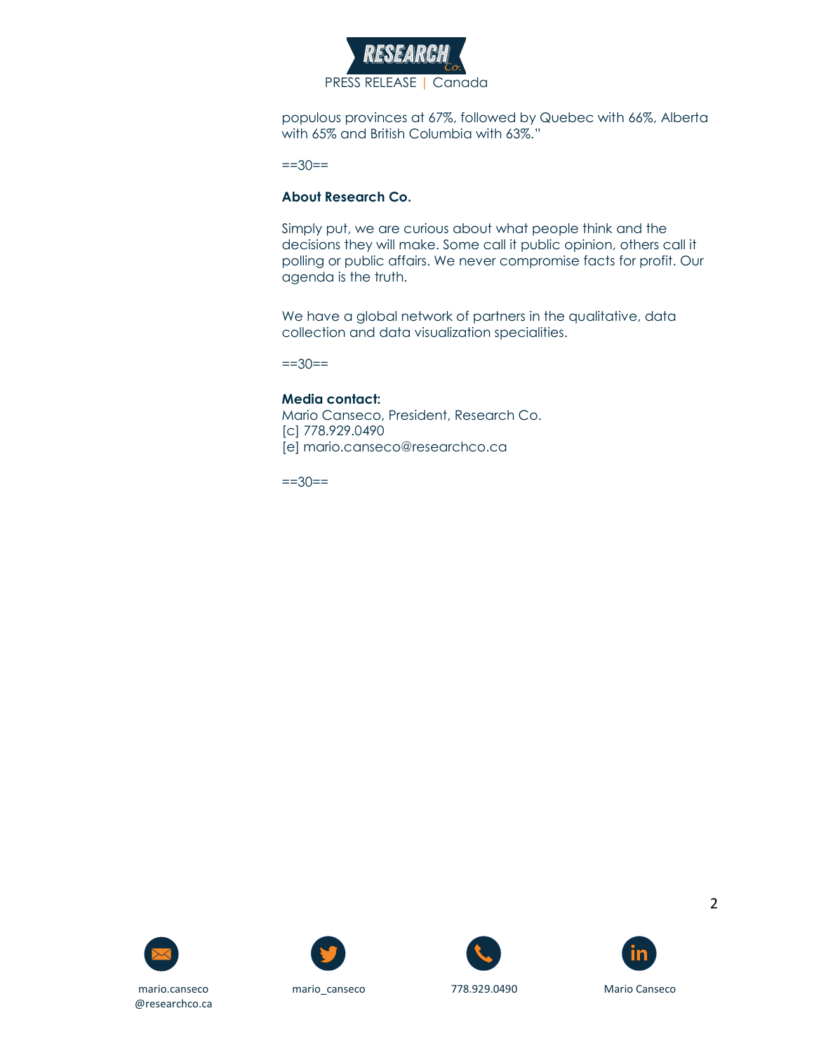populous provinces at 67%, followed by Quebec with 66%, Alberta with 65% and British Columbia with 63%."

==30==

**About Research Co.**

Simply put, we are curious about what people think and the decisions they will make. Some call it public opinion, others call it polling or public affairs. We never compromise facts for profit. Our agenda is the truth.

We have a global network of partners in the qualitative, data collection and data visualization specialities.

==30==

**Media contact:**
Mario Canseco, President, Research Co.
[c] 778.929.0490
[e] mario.canseco@researchco.ca

==30==